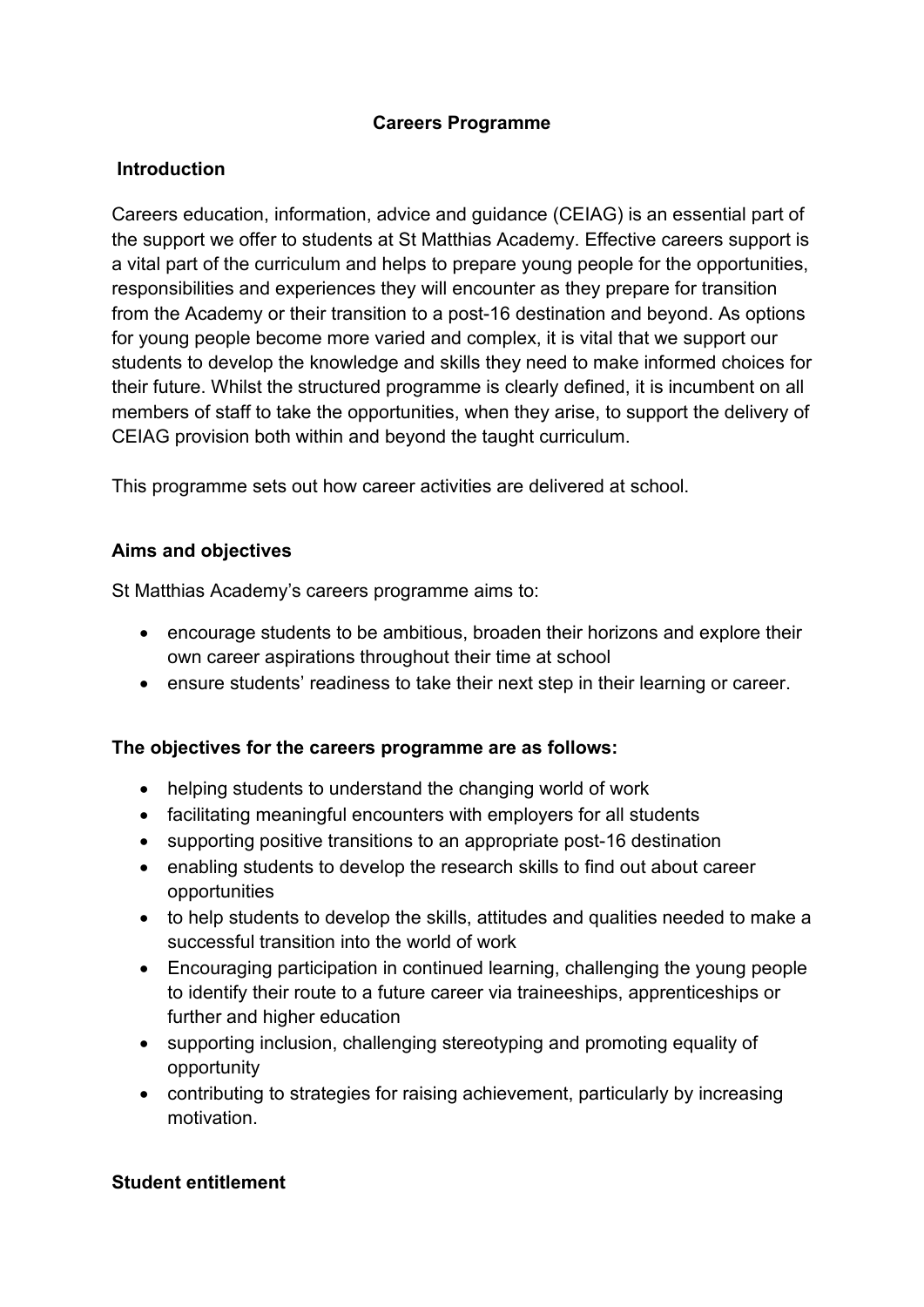# Careers Programme

## Introduction

Careers education, information, advice and guidance (CEIAG) is an essential part of the support we offer to students at St Matthias Academy. Effective careers support is a vital part of the curriculum and helps to prepare young people for the opportunities, responsibilities and experiences they will encounter as they prepare for transition from the Academy or their transition to a post-16 destination and beyond. As options for young people become more varied and complex, it is vital that we support our students to develop the knowledge and skills they need to make informed choices for their future. Whilst the structured programme is clearly defined, it is incumbent on all members of staff to take the opportunities, when they arise, to support the delivery of CEIAG provision both within and beyond the taught curriculum.

This programme sets out how career activities are delivered at school.

## Aims and objectives

St Matthias Academy's careers programme aims to:

- encourage students to be ambitious, broaden their horizons and explore their own career aspirations throughout their time at school
- ensure students' readiness to take their next step in their learning or career.

## The objectives for the careers programme are as follows:

- helping students to understand the changing world of work
- facilitating meaningful encounters with employers for all students
- supporting positive transitions to an appropriate post-16 destination
- enabling students to develop the research skills to find out about career opportunities
- to help students to develop the skills, attitudes and qualities needed to make a successful transition into the world of work
- Encouraging participation in continued learning, challenging the young people to identify their route to a future career via traineeships, apprenticeships or further and higher education
- supporting inclusion, challenging stereotyping and promoting equality of opportunity
- contributing to strategies for raising achievement, particularly by increasing motivation.

## Student entitlement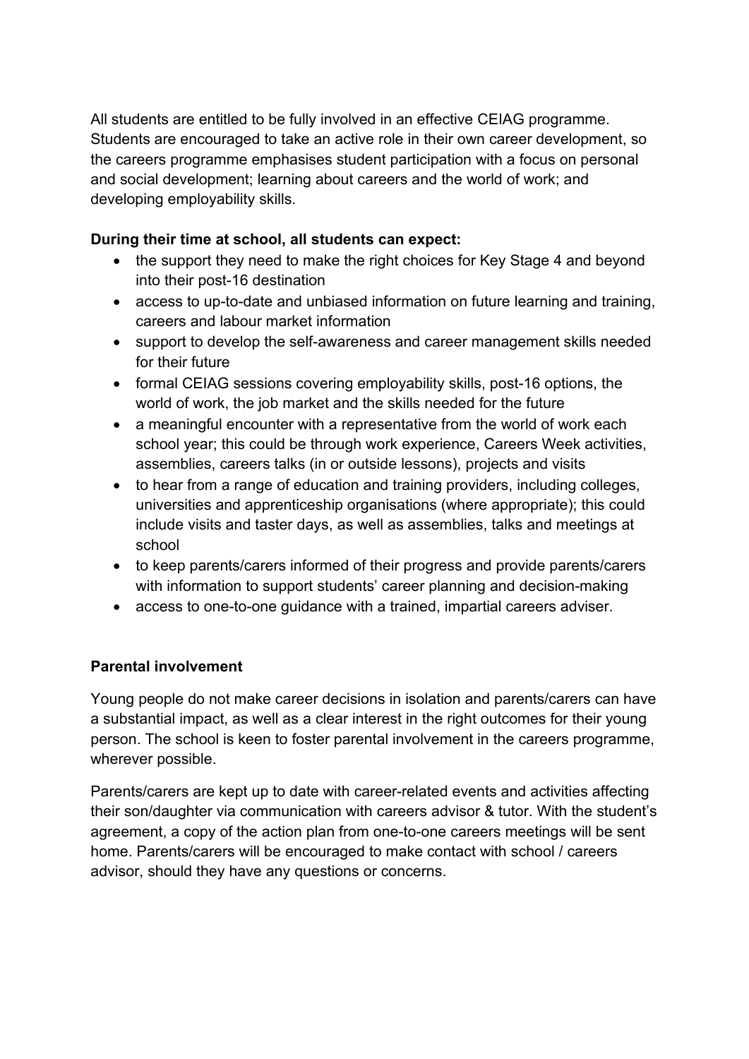All students are entitled to be fully involved in an effective CEIAG programme. Students are encouraged to take an active role in their own career development, so the careers programme emphasises student participation with a focus on personal and social development; learning about careers and the world of work; and developing employability skills.

**During their time at school, all students can expect:**

- the support they need to make the right choices for Key Stage 4 and beyond into their post-16 destination
- access to up-to-date and unbiased information on future learning and training, careers and labour market information
- support to develop the self-awareness and career management skills needed for their future
- formal CEIAG sessions covering employability skills, post-16 options, the world of work, the job market and the skills needed for the future
- a meaningful encounter with a representative from the world of work each school year; this could be through work experience, Careers Week activities, assemblies, careers talks (in or outside lessons), projects and visits
- to hear from a range of education and training providers, including colleges, universities and apprenticeship organisations (where appropriate); this could include visits and taster days, as well as assemblies, talks and meetings at school
- to keep parents/carers informed of their progress and provide parents/carers with information to support students' career planning and decision-making
- access to one-to-one guidance with a trained, impartial careers adviser.

**Parental involvement**

Young people do not make career decisions in isolation and parents/carers can have a substantial impact, as well as a clear interest in the right outcomes for their young person. The school is keen to foster parental involvement in the careers programme, wherever possible.

Parents/carers are kept up to date with career-related events and activities affecting their son/daughter via communication with careers advisor & tutor. With the student's agreement, a copy of the action plan from one-to-one careers meetings will be sent home. Parents/carers will be encouraged to make contact with school / careers advisor, should they have any questions or concerns.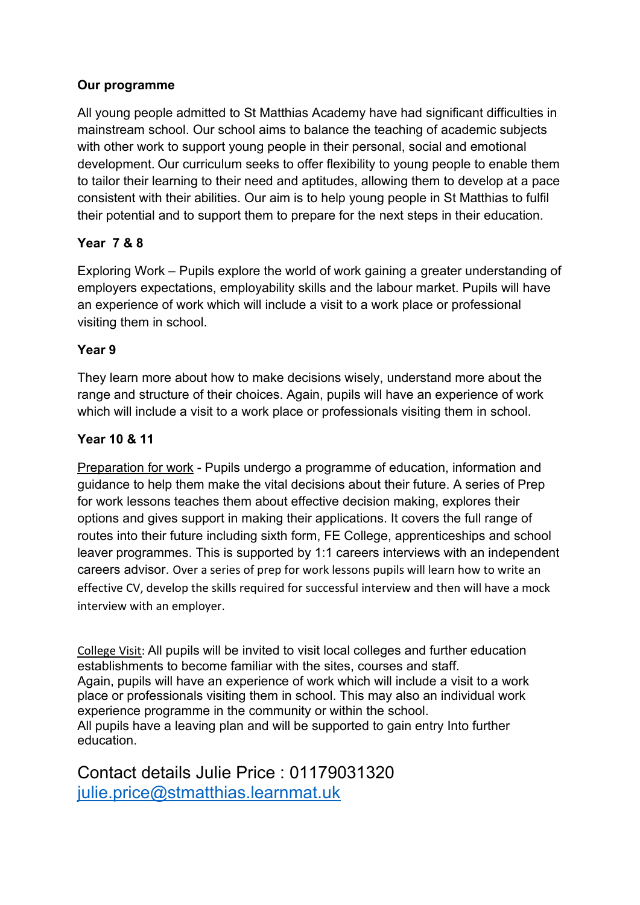**Our programme**

All young people admitted to St Matthias Academy have had significant difficulties in mainstream school. Our school aims to balance the teaching of academic subjects with other work to support young people in their personal, social and emotional development. Our curriculum seeks to offer flexibility to young people to enable them to tailor their learning to their need and aptitudes, allowing them to develop at a pace consistent with their abilities. Our aim is to help young people in St Matthias to fulfil their potential and to support them to prepare for the next steps in their education.

**Year 7 & 8**

Exploring Work – Pupils explore the world of work gaining a greater understanding of employers expectations, employability skills and the labour market. Pupils will have an experience of work which will include a visit to a work place or professional visiting them in school.

**Year 9**

They learn more about how to make decisions wisely, understand more about the range and structure of their choices. Again, pupils will have an experience of work which will include a visit to a work place or professionals visiting them in school.

**Year 10 & 11**

Preparation for work - Pupils undergo a programme of education, information and guidance to help them make the vital decisions about their future. A series of Prep for work lessons teaches them about effective decision making, explores their options and gives support in making their applications. It covers the full range of routes into their future including sixth form, FE College, apprenticeships and school leaver programmes. This is supported by 1:1 careers interviews with an independent careers advisor. Over a series of prep for work lessons pupils will learn how to write an effective CV, develop the skills required for successful interview and then will have a mock interview with an employer.

College Visit: All pupils will be invited to visit local colleges and further education establishments to become familiar with the sites, courses and staff.
Again, pupils will have an experience of work which will include a visit to a work place or professionals visiting them in school. This may also an individual work experience programme in the community or within the school.
All pupils have a leaving plan and will be supported to gain entry Into further education.

Contact details Julie Price : 01179031320
julie.price@stmatthias.learnmat.uk